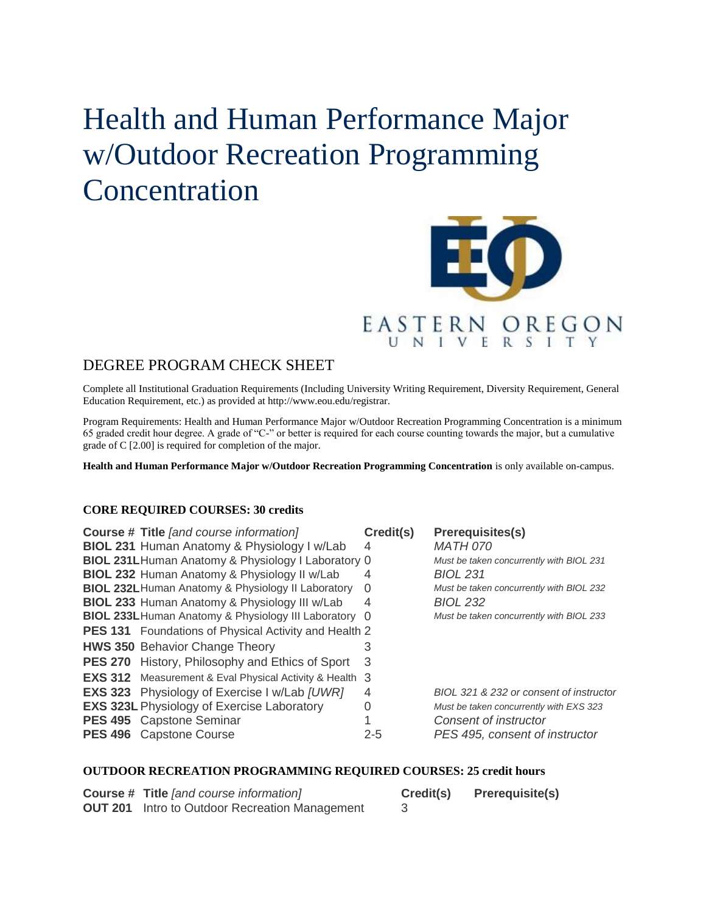# Health and Human Performance Major w/Outdoor Recreation Programming Concentration

EASTERN OREGON UNIVERSITY

## DEGREE PROGRAM CHECK SHEET

Complete all Institutional Graduation Requirements (Including University Writing Requirement, Diversity Requirement, General Education Requirement, etc.) as provided at http://www.eou.edu/registrar.

Program Requirements: Health and Human Performance Major w/Outdoor Recreation Programming Concentration is a minimum 65 graded credit hour degree. A grade of "C-" or better is required for each course counting towards the major, but a cumulative grade of C [2.00] is required for completion of the major.

**Health and Human Performance Major w/Outdoor Recreation Programming Concentration** is only available on-campus.

### CORE REQUIRED COURSES: 30 credits

| Course # | Title *[and course information]* | Credit(s) | Prerequisites(s) |
|---|---|---|---|
| **BIOL 231** | Human Anatomy & Physiology I w/Lab | 4 | *MATH 070* |
| **BIOL 231L** | Human Anatomy & Physiology I Laboratory | 0 | *Must be taken concurrently with BIOL 231* |
| **BIOL 232** | Human Anatomy & Physiology II w/Lab | 4 | *BIOL 231* |
| **BIOL 232L** | Human Anatomy & Physiology II Laboratory | 0 | *Must be taken concurrently with BIOL 232* |
| **BIOL 233** | Human Anatomy & Physiology III w/Lab | 4 | *BIOL 232* |
| **BIOL 233L** | Human Anatomy & Physiology III Laboratory | 0 | *Must be taken concurrently with BIOL 233* |
| **PES 131** | Foundations of Physical Activity and Health | 2 | |
| **HWS 350** | Behavior Change Theory | 3 | |
| **PES 270** | History, Philosophy and Ethics of Sport | 3 | |
| **EXS 312** | Measurement & Eval Physical Activity & Health | 3 | |
| **EXS 323** | Physiology of Exercise I w/Lab *[UWR]* | 4 | *BIOL 321 & 232 or consent of instructor* |
| **EXS 323L** | Physiology of Exercise Laboratory | 0 | *Must be taken concurrently with EXS 323* |
| **PES 495** | Capstone Seminar | 1 | *Consent of instructor* |
| **PES 496** | Capstone Course | 2-5 | *PES 495, consent of instructor* |

### OUTDOOR RECREATION PROGRAMMING REQUIRED COURSES: 25 credit hours

| Course # | Title *[and course information]* | Credit(s) | Prerequisite(s) |
|---|---|---|---|
| **OUT 201** | Intro to Outdoor Recreation Management | 3 | |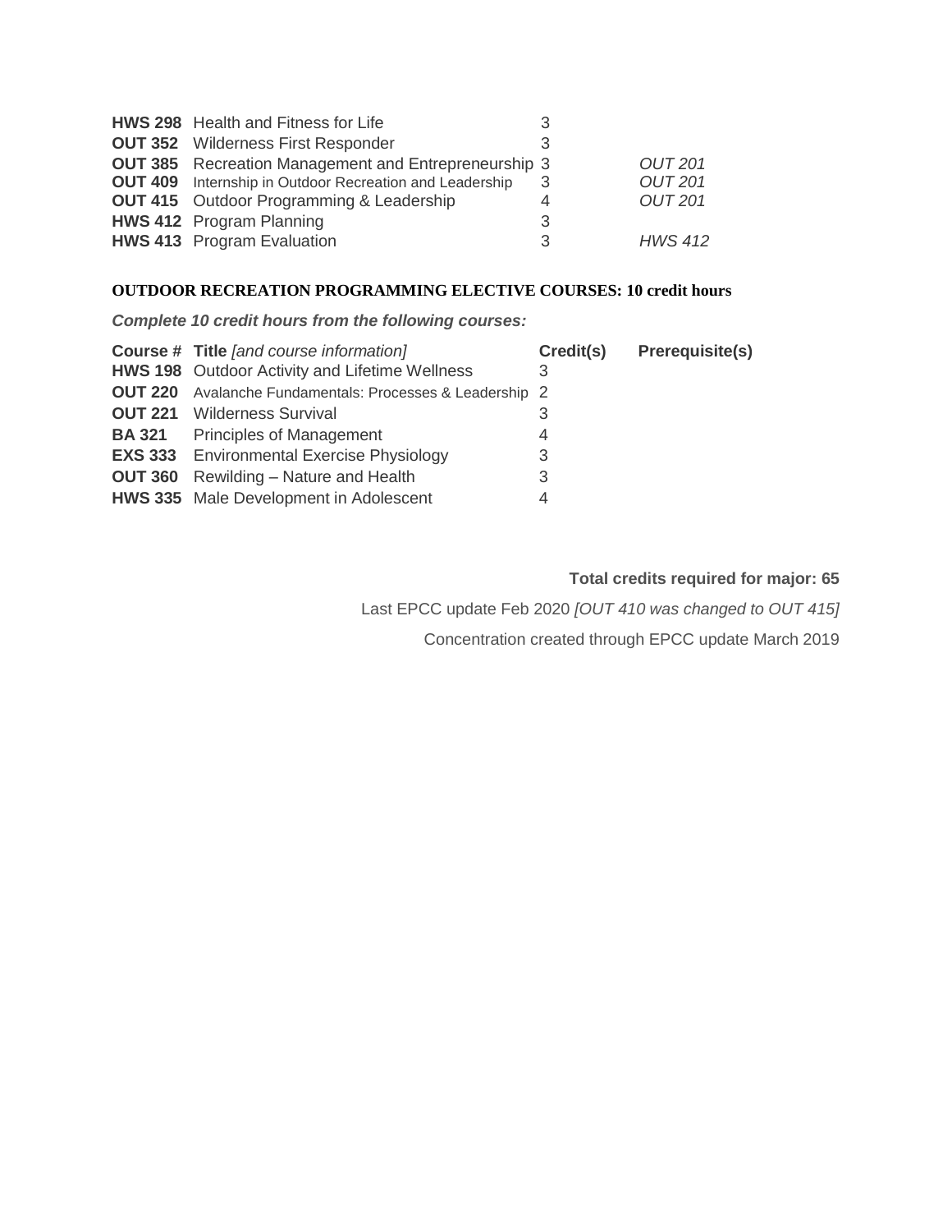| | | | |
|---|---|---|---|
| **HWS 298** | Health and Fitness for Life | 3 | |
| **OUT 352** | Wilderness First Responder | 3 | |
| **OUT 385** | Recreation Management and Entrepreneurship | 3 | *OUT 201* |
| **OUT 409** | Internship in Outdoor Recreation and Leadership | 3 | *OUT 201* |
| **OUT 415** | Outdoor Programming & Leadership | 4 | *OUT 201* |
| **HWS 412** | Program Planning | 3 | |
| **HWS 413** | Program Evaluation | 3 | *HWS 412* |

**OUTDOOR RECREATION PROGRAMMING ELECTIVE COURSES: 10 credit hours**

***Complete 10 credit hours from the following courses:***

| **Course #** | **Title** *[and course information]* | **Credit(s)** | **Prerequisite(s)** |
|---|---|---|---|
| **HWS 198** | Outdoor Activity and Lifetime Wellness | 3 | |
| **OUT 220** | Avalanche Fundamentals: Processes & Leadership | 2 | |
| **OUT 221** | Wilderness Survival | 3 | |
| **BA 321** | Principles of Management | 4 | |
| **EXS 333** | Environmental Exercise Physiology | 3 | |
| **OUT 360** | Rewilding – Nature and Health | 3 | |
| **HWS 335** | Male Development in Adolescent | 4 | |

**Total credits required for major: 65**

Last EPCC update Feb 2020 *[OUT 410 was changed to OUT 415]*

Concentration created through EPCC update March 2019